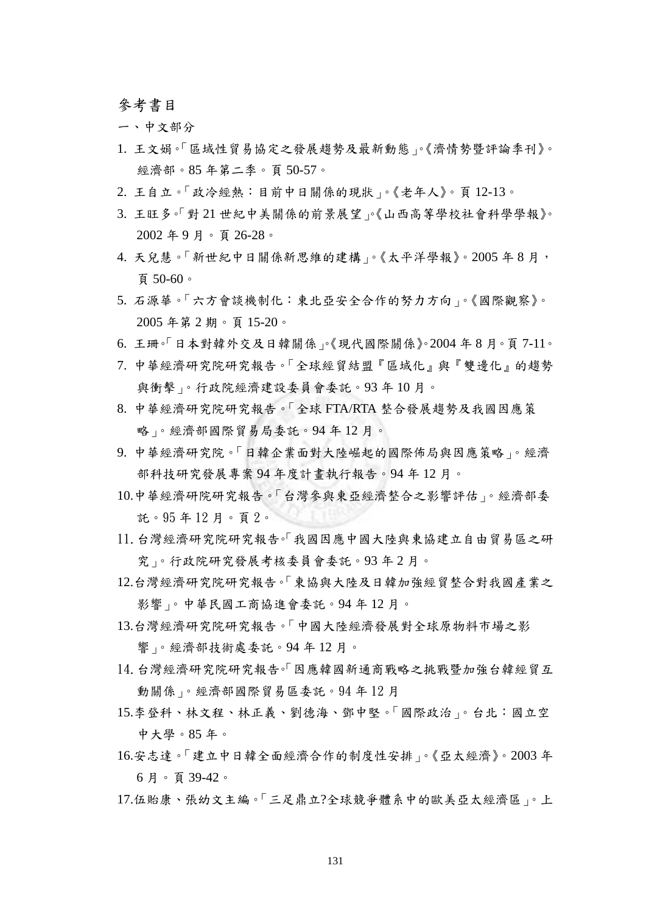# 參考書目

## 一、中文部分

1. 王文娟。「區域性貿易協定之發展趨勢及最新動態」。《濟情勢暨評論季刊》。經濟部。85 年第二季。頁 50-57。
2. 王自立。「政冷經熱：目前中日關係的現狀」。《老年人》。頁 12-13。
3. 王旺多。「對 21 世紀中美關係的前景展望」。《山西高等學校社會科學學報》。2002 年 9 月。頁 26-28。
4. 天兒慧。「新世紀中日關係新思維的建構」。《太平洋學報》。2005 年 8 月，頁 50-60。
5. 石源華。「六方會談機制化：東北亞安全合作的努力方向」。《國際觀察》。2005 年第 2 期。頁 15-20。
6. 王珊。「日本對韓外交及日韓關係」。《現代國際關係》。2004 年 8 月。頁 7-11。
7. 中華經濟研究院研究報告。「全球經貿結盟『區域化』與『雙邊化』的趨勢與衝擊」。行政院經濟建設委員會委託。93 年 10 月。
8. 中華經濟研究院研究報告。「全球 FTA/RTA 整合發展趨勢及我國因應策略」。經濟部國際貿易局委託。94 年 12 月。
9. 中華經濟研究院。「日韓企業面對大陸崛起的國際佈局與因應策略」。經濟部科技研究發展專案 94 年度計畫執行報告。94 年 12 月。
10. 中華經濟研院研究報告。「台灣參與東亞經濟整合之影響評估」。經濟部委託。95 年 12 月。頁 2。
11. 台灣經濟研究院研究報告。「我國因應中國大陸與東協建立自由貿易區之研究」。行政院研究發展考核委員會委託。93 年 2 月。
12. 台灣經濟研究院研究報告。「東協與大陸及日韓加強經貿整合對我國產業之影響」。中華民國工商協進會委託。94 年 12 月。
13. 台灣經濟研究院研究報告。「中國大陸經濟發展對全球原物料市場之影響」。經濟部技術處委託。94 年 12 月。
14. 台灣經濟研究院研究報告。「因應韓國新通商戰略之挑戰暨加強台韓經貿互動關係」。經濟部國際貿易區委託。94 年 12 月
15. 李登科、林文程、林正義、劉德海、鄧中堅。「國際政治」。台北：國立空中大學。85 年。
16. 安志達。「建立中日韓全面經濟合作的制度性安排」。《亞太經濟》。2003 年 6 月。頁 39-42。
17. 伍貽康、張幼文主編。「三足鼎立?全球競爭體系中的歐美亞太經濟區」。上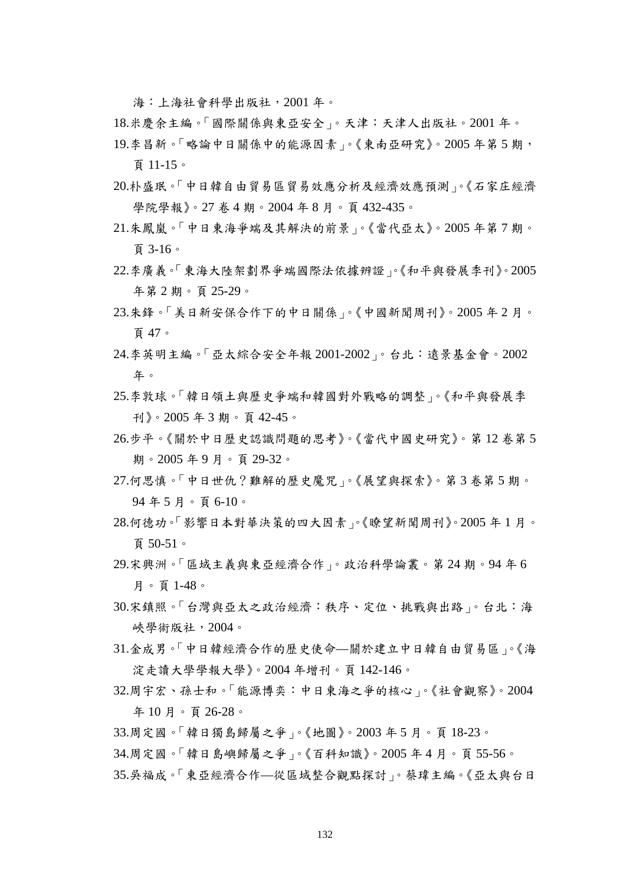海：上海社會科學出版社，2001 年。

18.米慶余主編。「國際關係與東亞安全」。天津：天津人出版社。2001 年。

19.李昌新。「略論中日關係中的能源因素」。《東南亞研究》。2005 年第 5 期，頁 11-15。

20.朴盛珉。「中日韓自由貿易區貿易效應分析及經濟效應預測」。《石家庄經濟學院學報》。27 卷 4 期。2004 年 8 月。頁 432-435。

21.朱鳳嵐。「中日東海爭端及其解決的前景」。《當代亞太》。2005 年第 7 期。頁 3-16。

22.李廣義。「東海大陸架劃界爭端國際法依據辨證」。《和平與發展季刊》。2005 年第 2 期。頁 25-29。

23.朱鋒。「美日新安保合作下的中日關係」。《中國新聞周刊》。2005 年 2 月。頁 47。

24.李英明主編。「亞太綜合安全年報 2001-2002」。台北：遠景基金會。2002 年。

25.李敦球。「韓日領土與歷史爭端和韓國對外戰略的調整」。《和平與發展季刊》。2005 年 3 期。頁 42-45。

26.步平。《關於中日歷史認識問題的思考》。《當代中國史研究》。第 12 卷第 5 期。2005 年 9 月。頁 29-32。

27.何思慎。「中日世仇？難解的歷史魔咒」。《展望與探索》。第 3 卷第 5 期。94 年 5 月。頁 6-10。

28.何德功。「影響日本對華決策的四大因素」。《瞭望新聞周刊》。2005 年 1 月。頁 50-51。

29.宋興洲。「區域主義與東亞經濟合作」。政治科學論叢。第 24 期。94 年 6 月。頁 1-48。

30.宋鎮照。「台灣與亞太之政治經濟：秩序、定位、挑戰與出路」。台北：海峽學術版社，2004。

31.金成男。「中日韓經濟合作的歷史使命—關於建立中日韓自由貿易區」。《海淀走讀大學學報大學》。2004 年增刊。頁 142-146。

32.周宇宏、孫士和。「能源博奕：中日東海之爭的核心」。《社會觀察》。2004 年 10 月。頁 26-28。

33.周定國。「韓日獨島歸屬之爭」。《地圖》。2003 年 5 月。頁 18-23。

34.周定國。「韓日島嶼歸屬之爭」。《百科知識》。2005 年 4 月。頁 55-56。

35.吳福成。「東亞經濟合作—從區域整合觀點探討」。蔡瑋主編。《亞太與台日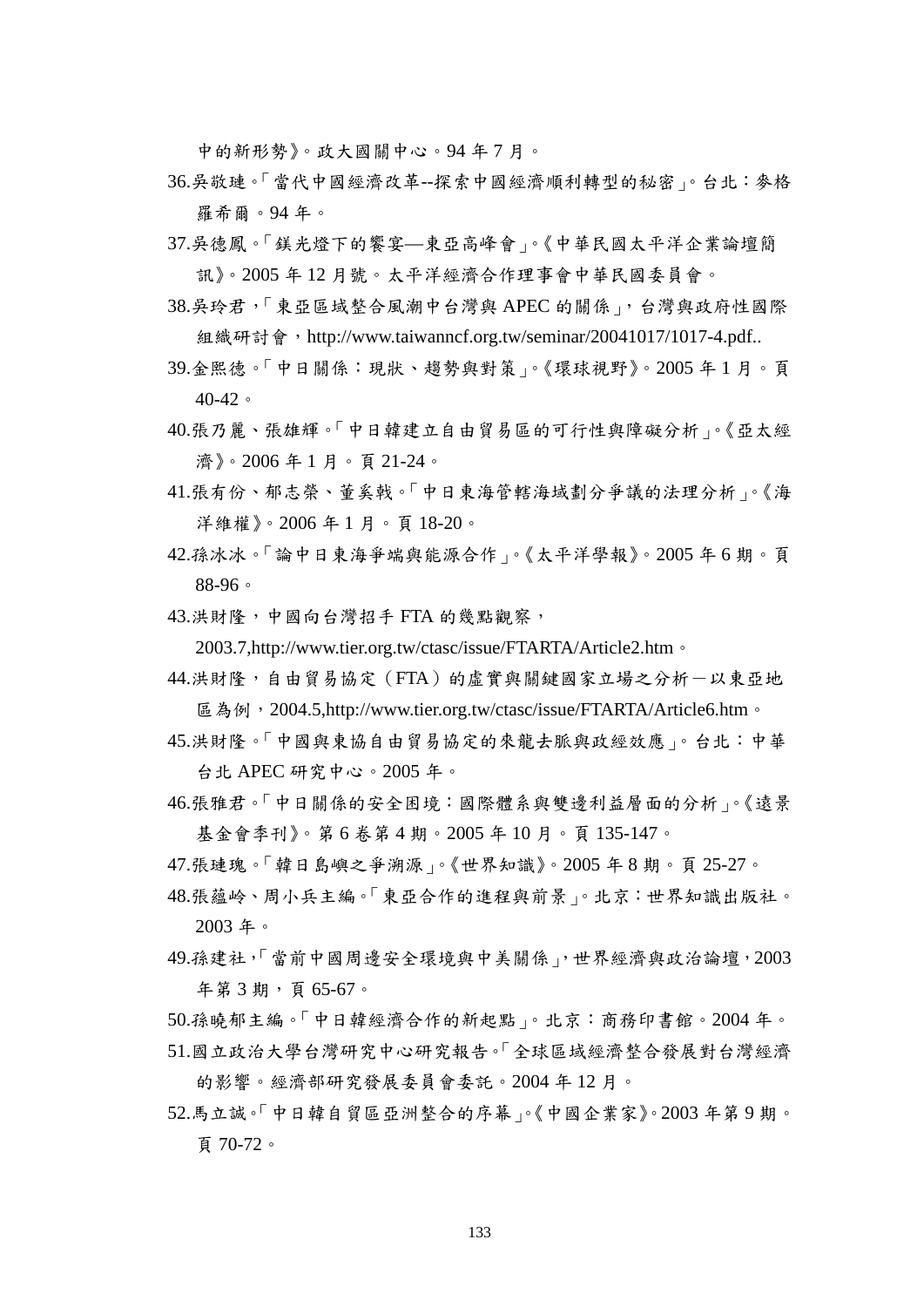中的新形勢》。政大國關中心。94 年 7 月。

36.吳敬璉。「當代中國經濟改革--探索中國經濟順利轉型的秘密」。台北：麥格羅希爾。94 年。

37.吳德鳳。「鎂光燈下的饗宴—東亞高峰會」。《中華民國太平洋企業論壇簡訊》。2005 年 12 月號。太平洋經濟合作理事會中華民國委員會。

38.吳玲君，「東亞區域整合風潮中台灣與 APEC 的關係」，台灣與政府性國際組織研討會，http://www.taiwanncf.org.tw/seminar/20041017/1017-4.pdf..

39.金熙德。「中日關係：現狀、趨勢與對策」。《環球視野》。2005 年 1 月。頁 40-42。

40.張乃麗、張雄輝。「中日韓建立自由貿易區的可行性與障礙分析」。《亞太經濟》。2006 年 1 月。頁 21-24。

41.張有份、郁志榮、董奚戟。「中日東海管轄海域劃分爭議的法理分析」。《海洋維權》。2006 年 1 月。頁 18-20。

42.孫冰冰。「論中日東海爭端與能源合作」。《太平洋學報》。2005 年 6 期。頁 88-96。

43.洪財隆，中國向台灣招手 FTA 的幾點觀察，2003.7,http://www.tier.org.tw/ctasc/issue/FTARTA/Article2.htm。

44.洪財隆，自由貿易協定（FTA）的虛實與關鍵國家立場之分析－以東亞地區為例，2004.5,http://www.tier.org.tw/ctasc/issue/FTARTA/Article6.htm。

45.洪財隆。「中國與東協自由貿易協定的來龍去脈與政經效應」。台北：中華台北 APEC 研究中心。2005 年。

46.張雅君。「中日關係的安全困境：國際體系與雙邊利益層面的分析」。《遠景基金會季刊》。第 6 卷第 4 期。2005 年 10 月。頁 135-147。

47.張璉瑰。「韓日島嶼之爭溯源」。《世界知識》。2005 年 8 期。頁 25-27。

48.張蘊岭、周小兵主編。「東亞合作的進程與前景」。北京：世界知識出版社。2003 年。

49.孫建社，「當前中國周邊安全環境與中美關係」，世界經濟與政治論壇，2003 年第 3 期，頁 65-67。

50.孫曉郁主編。「中日韓經濟合作的新起點」。北京：商務印書館。2004 年。

51.國立政治大學台灣研究中心研究報告。「全球區域經濟整合發展對台灣經濟的影響。經濟部研究發展委員會委託。2004 年 12 月。

52.馬立誠。「中日韓自貿區亞洲整合的序幕」。《中國企業家》。2003 年第 9 期。頁 70-72。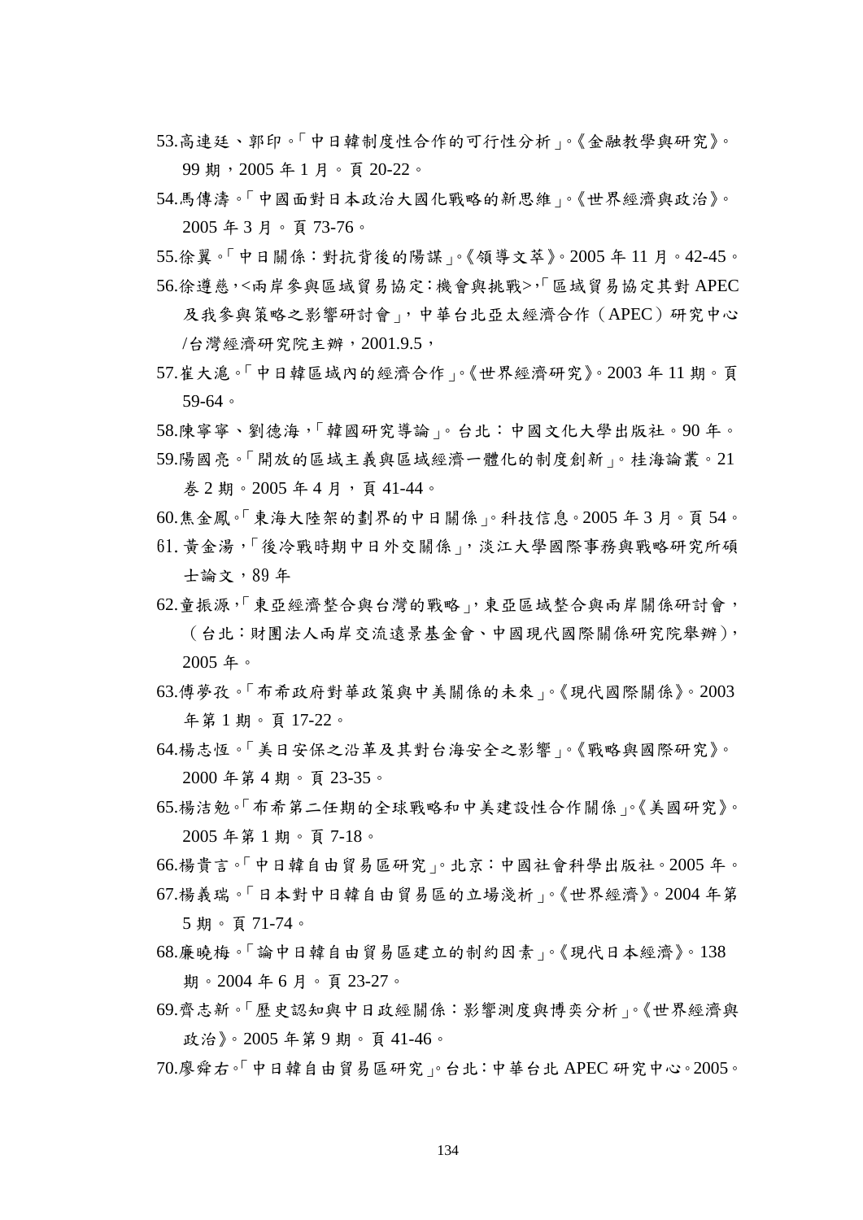53.高連廷、郭印。「中日韓制度性合作的可行性分析」。《金融教學與研究》。99 期，2005 年 1 月。頁 20-22。

54.馬傳濤。「中國面對日本政治大國化戰略的新思維」。《世界經濟與政治》。2005 年 3 月。頁 73-76。

55.徐翼。「中日關係：對抗背後的陽謀」。《領導文萃》。2005 年 11 月。42-45。

56.徐遵慈,<兩岸參與區域貿易協定:機會與挑戰>,「區域貿易協定其對 APEC 及我參與策略之影響研討會」，中華台北亞太經濟合作（APEC）研究中心/台灣經濟研究院主辦，2001.9.5，

57.崔大滬。「中日韓區域內的經濟合作」。《世界經濟研究》。2003 年 11 期。頁 59-64。

58.陳寧寧、劉德海,「韓國研究導論」。台北：中國文化大學出版社。90 年。

59.陽國亮。「開放的區域主義與區域經濟一體化的制度創新」。桂海論叢。21 卷 2 期。2005 年 4 月，頁 41-44。

60.焦金鳳。「東海大陸架的劃界的中日關係」。科技信息。2005 年 3 月。頁 54。

61. 黃金湯,「後冷戰時期中日外交關係」，淡江大學國際事務與戰略研究所碩士論文，89 年

62.童振源,「東亞經濟整合與台灣的戰略」，東亞區域整合與兩岸關係研討會，（台北：財團法人兩岸交流遠景基金會、中國現代國際關係研究院舉辦），2005 年。

63.傅夢孜。「布希政府對華政策與中美關係的未來」。《現代國際關係》。2003 年第 1 期。頁 17-22。

64.楊志恆。「美日安保之沿革及其對台海安全之影響」。《戰略與國際研究》。2000 年第 4 期。頁 23-35。

65.楊洁勉。「布希第二任期的全球戰略和中美建設性合作關係」。《美國研究》。2005 年第 1 期。頁 7-18。

66.楊貴言。「中日韓自由貿易區研究」。北京：中國社會科學出版社。2005 年。

67.楊義瑞。「日本對中日韓自由貿易區的立場淺析」。《世界經濟》。2004 年第 5 期。頁 71-74。

68.廉曉梅。「論中日韓自由貿易區建立的制約因素」。《現代日本經濟》。138 期。2004 年 6 月。頁 23-27。

69.齊志新。「歷史認知與中日政經關係：影響測度與博奕分析」。《世界經濟與政治》。2005 年第 9 期。頁 41-46。

70.廖舜右。「中日韓自由貿易區研究」。台北：中華台北 APEC 研究中心。2005。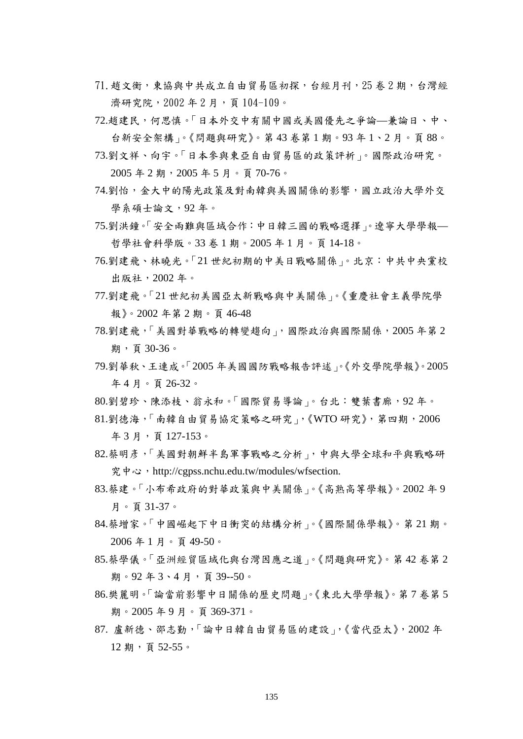71. 趙文衡，東協與中共成立自由貿易區初探，台經月刊，25 卷 2 期，台灣經濟研究院，2002 年 2 月，頁 104-109。

72.趙建民，何思慎。「日本外交中有關中國或美國優先之爭論—兼論日、中、台新安全架構」。《問題與研究》。第 43 卷第 1 期。93 年 1、2 月。頁 88。

73.劉文祥、向宇。「日本參與東亞自由貿易區的政策評析」。國際政治研究。2005 年 2 期，2005 年 5 月。頁 70-76。

74.劉怡，金大中的陽光政策及對南韓與美國關係的影響，國立政治大學外交學系碩士論文，92 年。

75.劉洪鐘。「安全兩難與區域合作：中日韓三國的戰略選擇」。遼寧大學學報—哲學社會科學版。33 卷 1 期。2005 年 1 月。頁 14-18。

76.劉建飛、林曉光。「21 世紀初期的中美日戰略關係」。北京：中共中央黨校出版社，2002 年。

77.劉建飛。「21 世紀初美國亞太新戰略與中美關係」。《重慶社會主義學院學報》。2002 年第 2 期。頁 46-48

78.劉建飛，「美國對華戰略的轉變趨向」，國際政治與國際關係，2005 年第 2 期，頁 30-36。

79.劉華秋、王連成。「2005 年美國國防戰略報告評述」。《外交學院學報》。2005 年 4 月。頁 26-32。

80.劉碧珍、陳添枝、翁永和。「國際貿易導論」。台北：雙葉書廊，92 年。

81.劉德海，「南韓自由貿易協定策略之研究」，《WTO 研究》，第四期，2006 年 3 月，頁 127-153。

82.蔡明彥，「美國對朝鮮半島軍事戰略之分析」，中興大學全球和平與戰略研究中心，http://cgpss.nchu.edu.tw/modules/wfsection.

83.蔡建。「小布希政府的對華政策與中美關係」。《高熟高等學報》。2002 年 9 月。頁 31-37。

84.蔡增家。「中國崛起下中日衝突的結構分析」。《國際關係學報》。第 21 期。2006 年 1 月。頁 49-50。

85.蔡學儀。「亞洲經貿區域化與台灣因應之道」。《問題與研究》。第 42 卷第 2 期。92 年 3、4 月，頁 39--50。

86.樊麗明。「論當前影響中日關係的歷史問題」。《東北大學學報》。第 7 卷第 5 期。2005 年 9 月。頁 369-371。

87. 盧新德、邵志勤，「論中日韓自由貿易區的建設」，《當代亞太》，2002 年 12 期，頁 52-55。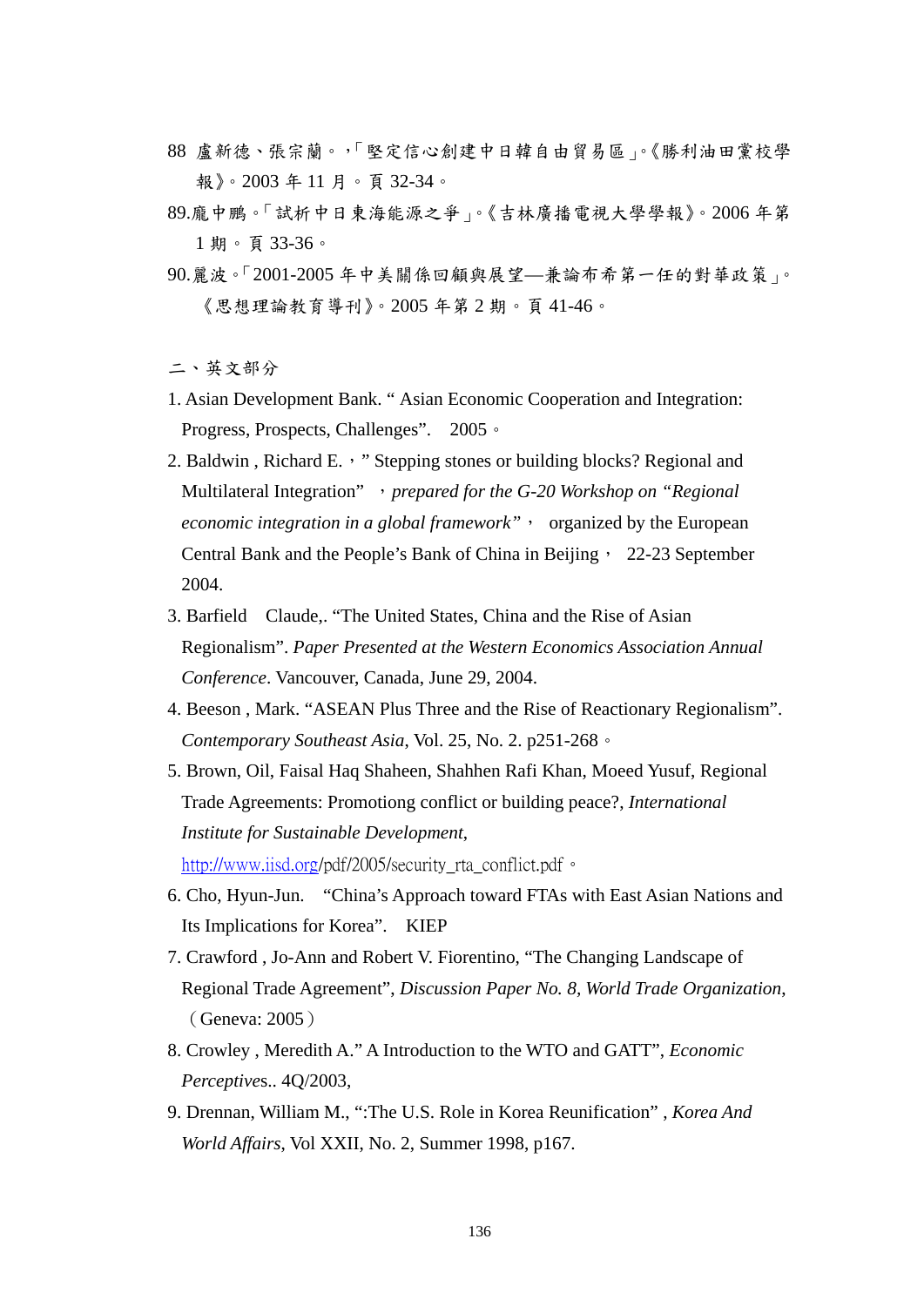88 盧新德、張宗蘭。，「堅定信心創建中日韓自由貿易區」。《勝利油田黨校學報》。2003 年 11 月。頁 32-34。

89.龐中鵬。「試析中日東海能源之爭」。《吉林廣播電視大學學報》。2006 年第 1 期。頁 33-36。

90.麗波。「2001-2005 年中美關係回顧與展望—兼論布希第一任的對華政策」。《思想理論教育導刊》。2005 年第 2 期。頁 41-46。

二、英文部分

1. Asian Development Bank. " Asian Economic Cooperation and Integration: Progress, Prospects, Challenges". 2005。
2. Baldwin , Richard E.，" Stepping stones or building blocks? Regional and Multilateral Integration" ，*prepared for the G-20 Workshop on "Regional economic integration in a global framework"*， organized by the European Central Bank and the People's Bank of China in Beijing， 22-23 September 2004.
3. Barfield Claude,. "The United States, China and the Rise of Asian Regionalism". *Paper Presented at the Western Economics Association Annual Conference*. Vancouver, Canada, June 29, 2004.
4. Beeson , Mark. "ASEAN Plus Three and the Rise of Reactionary Regionalism". *Contemporary Southeast Asia*, Vol. 25, No. 2. p251-268。
5. Brown, Oil, Faisal Haq Shaheen, Shahhen Rafi Khan, Moeed Yusuf, Regional Trade Agreements: Promotiong conflict or building peace?, *International Institute for Sustainable Development*, http://www.iisd.org/pdf/2005/security_rta_conflict.pdf。
6. Cho, Hyun-Jun. "China's Approach toward FTAs with East Asian Nations and Its Implications for Korea". KIEP
7. Crawford , Jo-Ann and Robert V. Fiorentino, "The Changing Landscape of Regional Trade Agreement", *Discussion Paper No. 8, World Trade Organization*, （Geneva: 2005）
8. Crowley , Meredith A." A Introduction to the WTO and GATT", *Economic Perceptive*s.. 4Q/2003,
9. Drennan, William M., ":The U.S. Role in Korea Reunification" , *Korea And World Affairs*, Vol XXII, No. 2, Summer 1998, p167.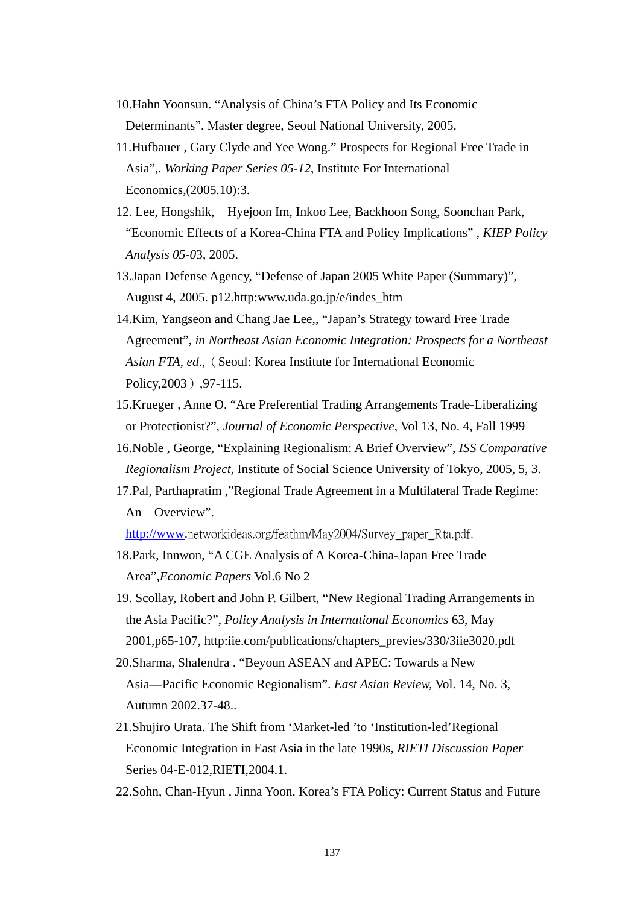10.Hahn Yoonsun. “Analysis of China’s FTA Policy and Its Economic Determinants”. Master degree, Seoul National University, 2005.

11.Hufbauer , Gary Clyde and Yee Wong.” Prospects for Regional Free Trade in Asia”,. *Working Paper Series 05-12*, Institute For International Economics,(2005.10):3.

12. Lee, Hongshik,  Hyejoon Im, Inkoo Lee, Backhoon Song, Soonchan Park, “Economic Effects of a Korea-China FTA and Policy Implications” , *KIEP Policy Analysis 05-0*3, 2005.

13.Japan Defense Agency, “Defense of Japan 2005 White Paper (Summary)”, August 4, 2005. p12.http:www.uda.go.jp/e/indes_htm

14.Kim, Yangseon and Chang Jae Lee,, “Japan’s Strategy toward Free Trade Agreement”, *in Northeast Asian Economic Integration: Prospects for a Northeast Asian FTA, ed*.,（Seoul: Korea Institute for International Economic Policy,2003）,97-115.

15.Krueger , Anne O. “Are Preferential Trading Arrangements Trade-Liberalizing or Protectionist?”, *Journal of Economic Perspective*, Vol 13, No. 4, Fall 1999

16.Noble , George, “Explaining Regionalism: A Brief Overview”, *ISS Comparative Regionalism Project*, Institute of Social Science University of Tokyo, 2005, 5, 3.

17.Pal, Parthapratim ,”Regional Trade Agreement in a Multilateral Trade Regime: An  Overview”. http://www.networkideas.org/feathm/May2004/Survey_paper_Rta.pdf.

18.Park, Innwon, “A CGE Analysis of A Korea-China-Japan Free Trade Area”,*Economic Papers* Vol.6 No 2

19. Scollay, Robert and John P. Gilbert, “New Regional Trading Arrangements in the Asia Pacific?”, *Policy Analysis in International Economics* 63, May 2001,p65-107, http:iie.com/publications/chapters_previes/330/3iie3020.pdf

20.Sharma, Shalendra . “Beyoun ASEAN and APEC: Towards a New Asia—Pacific Economic Regionalism”. *East Asian Review,* Vol. 14, No. 3, Autumn 2002.37-48..

21.Shujiro Urata. The Shift from ‘Market-led ’to ‘Institution-led’Regional Economic Integration in East Asia in the late 1990s, *RIETI Discussion Paper* Series 04-E-012,RIETI,2004.1.

22.Sohn, Chan-Hyun , Jinna Yoon. Korea’s FTA Policy: Current Status and Future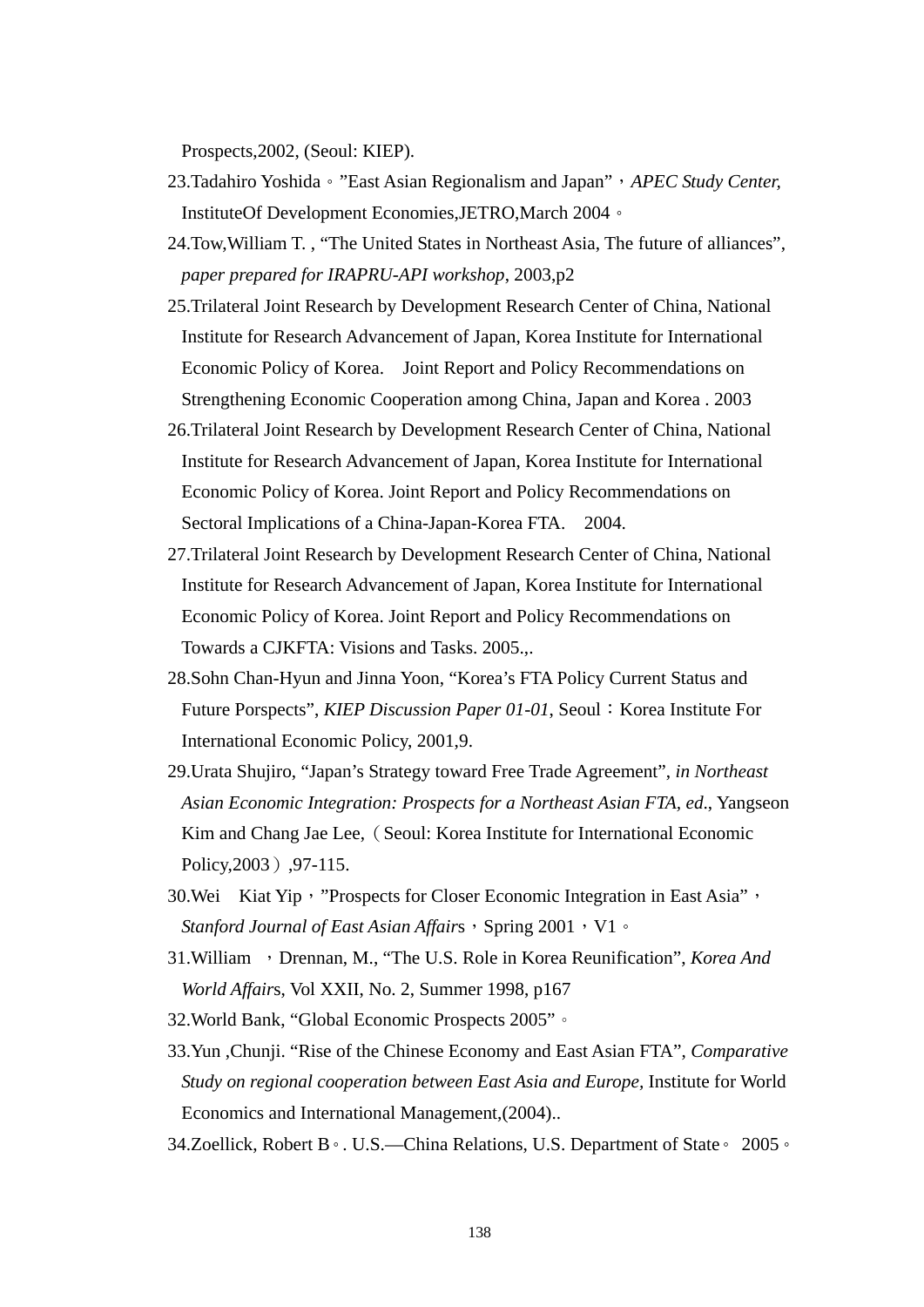Prospects,2002, (Seoul: KIEP).

23.Tadahiro Yoshida。"East Asian Regionalism and Japan"，*APEC Study Center,* InstituteOf Development Economies,JETRO,March 2004。

24.Tow,William T. , “The United States in Northeast Asia, The future of alliances”, *paper prepared for IRAPRU-API workshop*, 2003,p2

25.Trilateral Joint Research by Development Research Center of China, National Institute for Research Advancement of Japan, Korea Institute for International Economic Policy of Korea.　Joint Report and Policy Recommendations on Strengthening Economic Cooperation among China, Japan and Korea . 2003

26.Trilateral Joint Research by Development Research Center of China, National Institute for Research Advancement of Japan, Korea Institute for International Economic Policy of Korea. Joint Report and Policy Recommendations on Sectoral Implications of a China-Japan-Korea FTA.　2004.

27.Trilateral Joint Research by Development Research Center of China, National Institute for Research Advancement of Japan, Korea Institute for International Economic Policy of Korea. Joint Report and Policy Recommendations on Towards a CJKFTA: Visions and Tasks. 2005.,.

28.Sohn Chan-Hyun and Jinna Yoon, “Korea’s FTA Policy Current Status and Future Porspects”, *KIEP Discussion Paper 01-01*, Seoul：Korea Institute For International Economic Policy, 2001,9.

29.Urata Shujiro, “Japan’s Strategy toward Free Trade Agreement”, *in Northeast Asian Economic Integration: Prospects for a Northeast Asian FTA, ed*., Yangseon Kim and Chang Jae Lee,（Seoul: Korea Institute for International Economic Policy,2003）,97-115.

30.Wei　Kiat Yip，"Prospects for Closer Economic Integration in East Asia"，*Stanford Journal of East Asian Affair*s，Spring 2001，V1。

31.William　，Drennan, M., “The U.S. Role in Korea Reunification”, *Korea And World Affair*s, Vol XXII, No. 2, Summer 1998, p167

32.World Bank, “Global Economic Prospects 2005”。

33.Yun ,Chunji. “Rise of the Chinese Economy and East Asian FTA”, *Comparative Study on regional cooperation between East Asia and Europe,* Institute for World Economics and International Management,(2004)..

34.Zoellick, Robert B。. U.S.—China Relations, U.S. Department of State。 2005。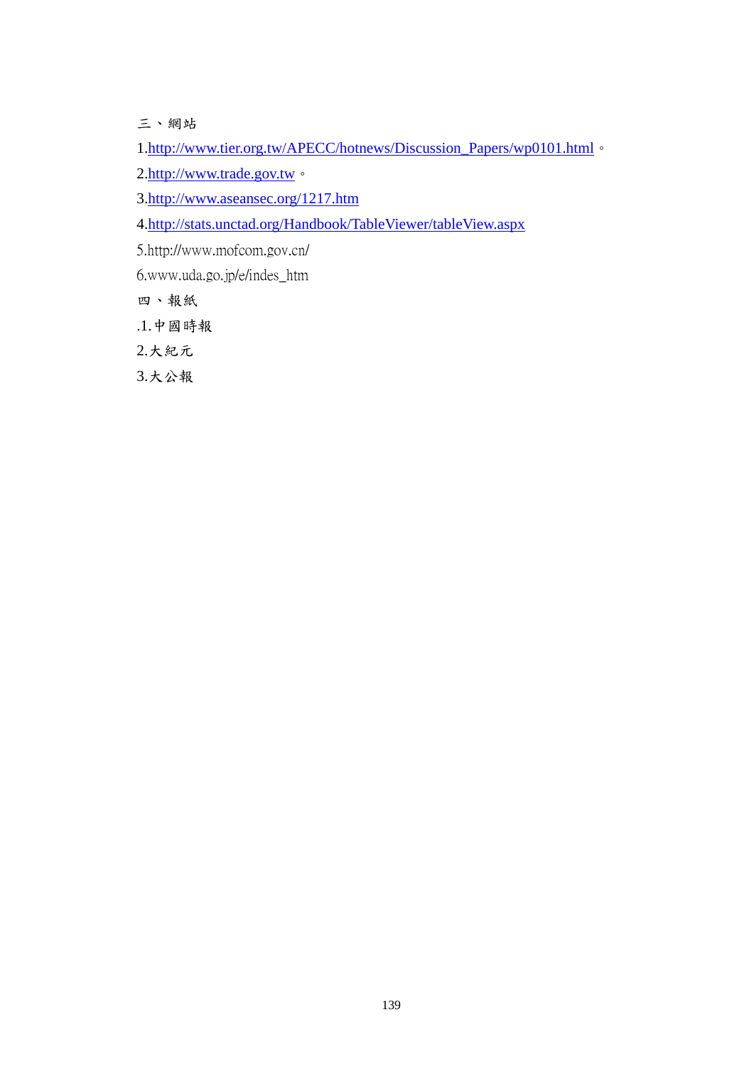三、網站

1.http://www.tier.org.tw/APECC/hotnews/Discussion_Papers/wp0101.html。

2.http://www.trade.gov.tw。

3.http://www.aseansec.org/1217.htm

4.http://stats.unctad.org/Handbook/TableViewer/tableView.aspx

5.http://www.mofcom.gov.cn/

6.www.uda.go.jp/e/indes_htm

四、報紙

.1.中國時報

2.大紀元

3.大公報